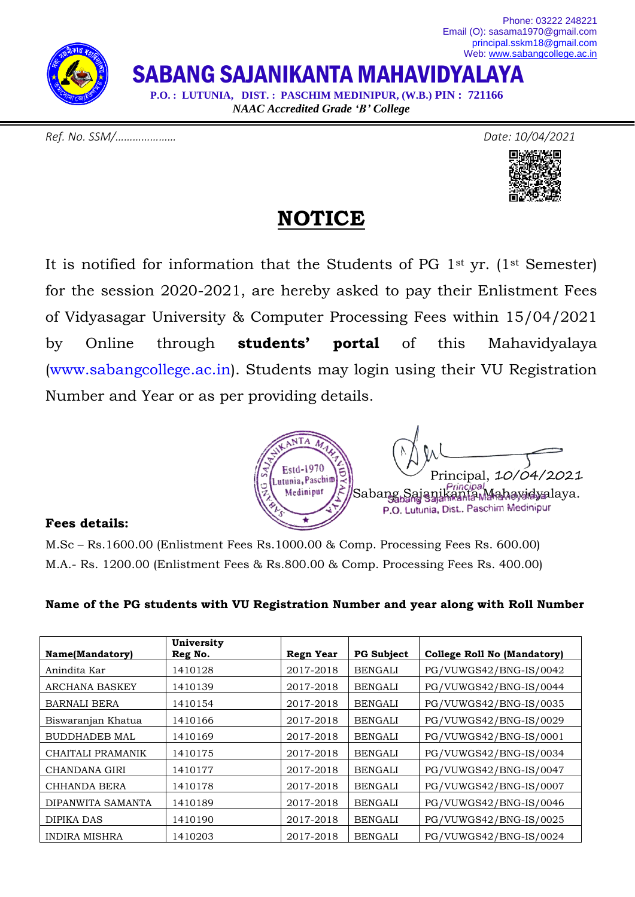Phone: 03222 248221
Email (O): sasama1970@gmail.com
principal.sskm18@gmail.com
Web: www.sabangcollege.ac.in

# SABANG SAJANIKANTA MAHAVIDYALAYA

**P.O. : LUTUNIA, DIST. : PASCHIM MEDINIPUR, (W.B.) PIN : 721166**

***NAAC Accredited Grade 'B' College***

*Ref. No. SSM/…………………* *Date: 10/04/2021*

## NOTICE

It is notified for information that the Students of PG 1st yr. (1st Semester) for the session 2020-2021, are hereby asked to pay their Enlistment Fees of Vidyasagar University & Computer Processing Fees within 15/04/2021 by Online through **students' portal** of this Mahavidyalaya (www.sabangcollege.ac.in). Students may login using their VU Registration Number and Year or as per providing details.

Principal, 10/04/2021
Sabang Sajanikanta Mahavidyalaya.

**Fees details:**

M.Sc – Rs.1600.00 (Enlistment Fees Rs.1000.00 & Comp. Processing Fees Rs. 600.00)
M.A.- Rs. 1200.00 (Enlistment Fees & Rs.800.00 & Comp. Processing Fees Rs. 400.00)

**Name of the PG students with VU Registration Number and year along with Roll Number**

| Name(Mandatory) | University Reg No. | Regn Year | PG Subject | College Roll No (Mandatory) |
|---|---|---|---|---|
| Anindita Kar | 1410128 | 2017-2018 | BENGALI | PG/VUWGS42/BNG-IS/0042 |
| ARCHANA BASKEY | 1410139 | 2017-2018 | BENGALI | PG/VUWGS42/BNG-IS/0044 |
| BARNALI BERA | 1410154 | 2017-2018 | BENGALI | PG/VUWGS42/BNG-IS/0035 |
| Biswaranjan Khatua | 1410166 | 2017-2018 | BENGALI | PG/VUWGS42/BNG-IS/0029 |
| BUDDHADEB MAL | 1410169 | 2017-2018 | BENGALI | PG/VUWGS42/BNG-IS/0001 |
| CHAITALI PRAMANIK | 1410175 | 2017-2018 | BENGALI | PG/VUWGS42/BNG-IS/0034 |
| CHANDANA GIRI | 1410177 | 2017-2018 | BENGALI | PG/VUWGS42/BNG-IS/0047 |
| CHHANDA BERA | 1410178 | 2017-2018 | BENGALI | PG/VUWGS42/BNG-IS/0007 |
| DIPANWITA SAMANTA | 1410189 | 2017-2018 | BENGALI | PG/VUWGS42/BNG-IS/0046 |
| DIPIKA DAS | 1410190 | 2017-2018 | BENGALI | PG/VUWGS42/BNG-IS/0025 |
| INDIRA MISHRA | 1410203 | 2017-2018 | BENGALI | PG/VUWGS42/BNG-IS/0024 |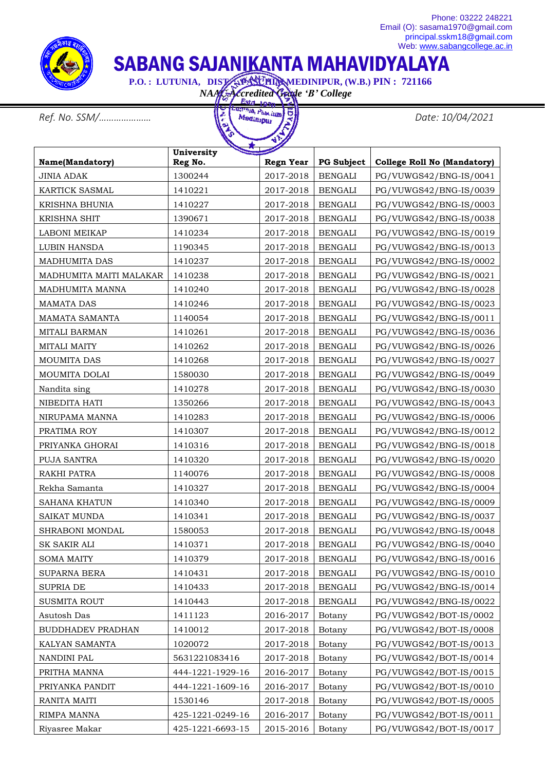Phone: 03222 248221
Email (O): sasama1970@gmail.com
principal.sskm18@gmail.com
Web: www.sabangcollege.ac.in

# SABANG SAJANIKANTA MAHAVIDYALAYA

**P.O. : LUTUNIA, DIST. : PASCHIM MEDINIPUR, (W.B.) PIN : 721166**

***NAAC Accredited Grade 'B' College***

*Ref. No. SSM/………………..* *Date: 10/04/2021*

| Name(Mandatory) | University Reg No. | Regn Year | PG Subject | College Roll No (Mandatory) |
|---|---|---|---|---|
| JINIA ADAK | 1300244 | 2017-2018 | BENGALI | PG/VUWGS42/BNG-IS/0041 |
| KARTICK SASMAL | 1410221 | 2017-2018 | BENGALI | PG/VUWGS42/BNG-IS/0039 |
| KRISHNA BHUNIA | 1410227 | 2017-2018 | BENGALI | PG/VUWGS42/BNG-IS/0003 |
| KRISHNA SHIT | 1390671 | 2017-2018 | BENGALI | PG/VUWGS42/BNG-IS/0038 |
| LABONI MEIKAP | 1410234 | 2017-2018 | BENGALI | PG/VUWGS42/BNG-IS/0019 |
| LUBIN HANSDA | 1190345 | 2017-2018 | BENGALI | PG/VUWGS42/BNG-IS/0013 |
| MADHUMITA DAS | 1410237 | 2017-2018 | BENGALI | PG/VUWGS42/BNG-IS/0002 |
| MADHUMITA MAITI MALAKAR | 1410238 | 2017-2018 | BENGALI | PG/VUWGS42/BNG-IS/0021 |
| MADHUMITA MANNA | 1410240 | 2017-2018 | BENGALI | PG/VUWGS42/BNG-IS/0028 |
| MAMATA DAS | 1410246 | 2017-2018 | BENGALI | PG/VUWGS42/BNG-IS/0023 |
| MAMATA SAMANTA | 1140054 | 2017-2018 | BENGALI | PG/VUWGS42/BNG-IS/0011 |
| MITALI BARMAN | 1410261 | 2017-2018 | BENGALI | PG/VUWGS42/BNG-IS/0036 |
| MITALI MAITY | 1410262 | 2017-2018 | BENGALI | PG/VUWGS42/BNG-IS/0026 |
| MOUMITA DAS | 1410268 | 2017-2018 | BENGALI | PG/VUWGS42/BNG-IS/0027 |
| MOUMITA DOLAI | 1580030 | 2017-2018 | BENGALI | PG/VUWGS42/BNG-IS/0049 |
| Nandita sing | 1410278 | 2017-2018 | BENGALI | PG/VUWGS42/BNG-IS/0030 |
| NIBEDITA HATI | 1350266 | 2017-2018 | BENGALI | PG/VUWGS42/BNG-IS/0043 |
| NIRUPAMA MANNA | 1410283 | 2017-2018 | BENGALI | PG/VUWGS42/BNG-IS/0006 |
| PRATIMA ROY | 1410307 | 2017-2018 | BENGALI | PG/VUWGS42/BNG-IS/0012 |
| PRIYANKA GHORAI | 1410316 | 2017-2018 | BENGALI | PG/VUWGS42/BNG-IS/0018 |
| PUJA SANTRA | 1410320 | 2017-2018 | BENGALI | PG/VUWGS42/BNG-IS/0020 |
| RAKHI PATRA | 1140076 | 2017-2018 | BENGALI | PG/VUWGS42/BNG-IS/0008 |
| Rekha Samanta | 1410327 | 2017-2018 | BENGALI | PG/VUWGS42/BNG-IS/0004 |
| SAHANA KHATUN | 1410340 | 2017-2018 | BENGALI | PG/VUWGS42/BNG-IS/0009 |
| SAIKAT MUNDA | 1410341 | 2017-2018 | BENGALI | PG/VUWGS42/BNG-IS/0037 |
| SHRABONI MONDAL | 1580053 | 2017-2018 | BENGALI | PG/VUWGS42/BNG-IS/0048 |
| SK SAKIR ALI | 1410371 | 2017-2018 | BENGALI | PG/VUWGS42/BNG-IS/0040 |
| SOMA MAITY | 1410379 | 2017-2018 | BENGALI | PG/VUWGS42/BNG-IS/0016 |
| SUPARNA BERA | 1410431 | 2017-2018 | BENGALI | PG/VUWGS42/BNG-IS/0010 |
| SUPRIA DE | 1410433 | 2017-2018 | BENGALI | PG/VUWGS42/BNG-IS/0014 |
| SUSMITA ROUT | 1410443 | 2017-2018 | BENGALI | PG/VUWGS42/BNG-IS/0022 |
| Asutosh Das | 1411123 | 2016-2017 | Botany | PG/VUWGS42/BOT-IS/0002 |
| BUDDHADEV PRADHAN | 1410012 | 2017-2018 | Botany | PG/VUWGS42/BOT-IS/0008 |
| KALYAN SAMANTA | 1020072 | 2017-2018 | Botany | PG/VUWGS42/BOT-IS/0013 |
| NANDINI PAL | 5631221083416 | 2017-2018 | Botany | PG/VUWGS42/BOT-IS/0014 |
| PRITHA MANNA | 444-1221-1929-16 | 2016-2017 | Botany | PG/VUWGS42/BOT-IS/0015 |
| PRIYANKA PANDIT | 444-1221-1609-16 | 2016-2017 | Botany | PG/VUWGS42/BOT-IS/0010 |
| RANITA MAITI | 1530146 | 2017-2018 | Botany | PG/VUWGS42/BOT-IS/0005 |
| RIMPA MANNA | 425-1221-0249-16 | 2016-2017 | Botany | PG/VUWGS42/BOT-IS/0011 |
| Riyasree Makar | 425-1221-6693-15 | 2015-2016 | Botany | PG/VUWGS42/BOT-IS/0017 |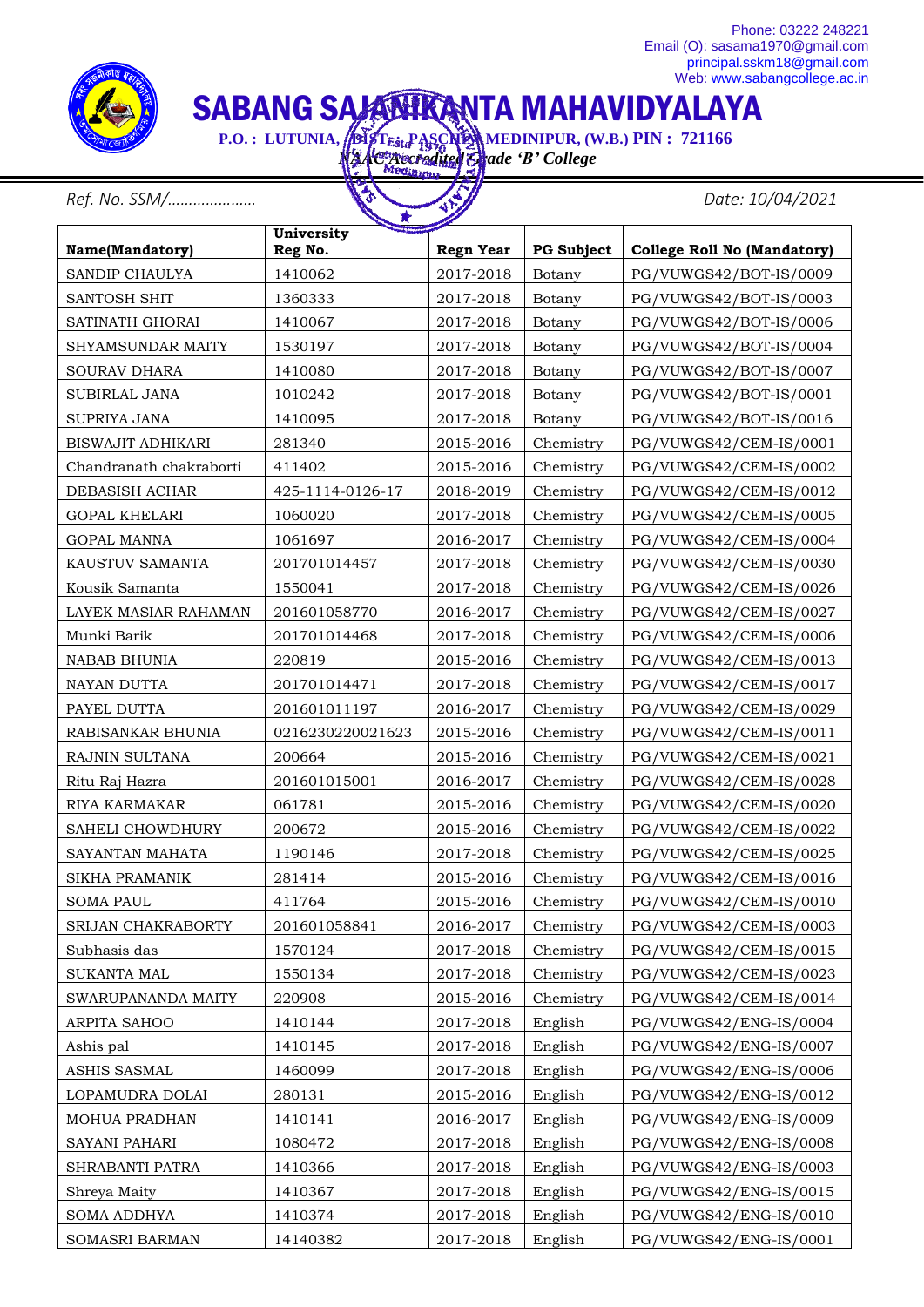Phone: 03222 248221
Email (O): sasama1970@gmail.com
principal.sskm18@gmail.com
Web: www.sabangcollege.ac.in

# SABANG SAJANIKANTA MAHAVIDYALAYA

**P.O. : LUTUNIA, DIST. : PASCHIM MEDINIPUR, (W.B.) PIN : 721166**

***NAAC Accredited Grade 'B' College***

*Ref. No. SSM/…………………* *Date: 10/04/2021*

| Name(Mandatory) | University Reg No. | Regn Year | PG Subject | College Roll No (Mandatory) |
|---|---|---|---|---|
| SANDIP CHAULYA | 1410062 | 2017-2018 | Botany | PG/VUWGS42/BOT-IS/0009 |
| SANTOSH SHIT | 1360333 | 2017-2018 | Botany | PG/VUWGS42/BOT-IS/0003 |
| SATINATH GHORAI | 1410067 | 2017-2018 | Botany | PG/VUWGS42/BOT-IS/0006 |
| SHYAMSUNDAR MAITY | 1530197 | 2017-2018 | Botany | PG/VUWGS42/BOT-IS/0004 |
| SOURAV DHARA | 1410080 | 2017-2018 | Botany | PG/VUWGS42/BOT-IS/0007 |
| SUBIRLAL JANA | 1010242 | 2017-2018 | Botany | PG/VUWGS42/BOT-IS/0001 |
| SUPRIYA JANA | 1410095 | 2017-2018 | Botany | PG/VUWGS42/BOT-IS/0016 |
| BISWAJIT ADHIKARI | 281340 | 2015-2016 | Chemistry | PG/VUWGS42/CEM-IS/0001 |
| Chandranath chakraborti | 411402 | 2015-2016 | Chemistry | PG/VUWGS42/CEM-IS/0002 |
| DEBASISH ACHAR | 425-1114-0126-17 | 2018-2019 | Chemistry | PG/VUWGS42/CEM-IS/0012 |
| GOPAL KHELARI | 1060020 | 2017-2018 | Chemistry | PG/VUWGS42/CEM-IS/0005 |
| GOPAL MANNA | 1061697 | 2016-2017 | Chemistry | PG/VUWGS42/CEM-IS/0004 |
| KAUSTUV SAMANTA | 201701014457 | 2017-2018 | Chemistry | PG/VUWGS42/CEM-IS/0030 |
| Kousik Samanta | 1550041 | 2017-2018 | Chemistry | PG/VUWGS42/CEM-IS/0026 |
| LAYEK MASIAR RAHAMAN | 201601058770 | 2016-2017 | Chemistry | PG/VUWGS42/CEM-IS/0027 |
| Munki Barik | 201701014468 | 2017-2018 | Chemistry | PG/VUWGS42/CEM-IS/0006 |
| NABAB BHUNIA | 220819 | 2015-2016 | Chemistry | PG/VUWGS42/CEM-IS/0013 |
| NAYAN DUTTA | 201701014471 | 2017-2018 | Chemistry | PG/VUWGS42/CEM-IS/0017 |
| PAYEL DUTTA | 201601011197 | 2016-2017 | Chemistry | PG/VUWGS42/CEM-IS/0029 |
| RABISANKAR BHUNIA | 0216230220021623 | 2015-2016 | Chemistry | PG/VUWGS42/CEM-IS/0011 |
| RAJNIN SULTANA | 200664 | 2015-2016 | Chemistry | PG/VUWGS42/CEM-IS/0021 |
| Ritu Raj Hazra | 201601015001 | 2016-2017 | Chemistry | PG/VUWGS42/CEM-IS/0028 |
| RIYA KARMAKAR | 061781 | 2015-2016 | Chemistry | PG/VUWGS42/CEM-IS/0020 |
| SAHELI CHOWDHURY | 200672 | 2015-2016 | Chemistry | PG/VUWGS42/CEM-IS/0022 |
| SAYANTAN MAHATA | 1190146 | 2017-2018 | Chemistry | PG/VUWGS42/CEM-IS/0025 |
| SIKHA PRAMANIK | 281414 | 2015-2016 | Chemistry | PG/VUWGS42/CEM-IS/0016 |
| SOMA PAUL | 411764 | 2015-2016 | Chemistry | PG/VUWGS42/CEM-IS/0010 |
| SRIJAN CHAKRABORTY | 201601058841 | 2016-2017 | Chemistry | PG/VUWGS42/CEM-IS/0003 |
| Subhasis das | 1570124 | 2017-2018 | Chemistry | PG/VUWGS42/CEM-IS/0015 |
| SUKANTA MAL | 1550134 | 2017-2018 | Chemistry | PG/VUWGS42/CEM-IS/0023 |
| SWARUPANANDA MAITY | 220908 | 2015-2016 | Chemistry | PG/VUWGS42/CEM-IS/0014 |
| ARPITA SAHOO | 1410144 | 2017-2018 | English | PG/VUWGS42/ENG-IS/0004 |
| Ashis pal | 1410145 | 2017-2018 | English | PG/VUWGS42/ENG-IS/0007 |
| ASHIS SASMAL | 1460099 | 2017-2018 | English | PG/VUWGS42/ENG-IS/0006 |
| LOPAMUDRA DOLAI | 280131 | 2015-2016 | English | PG/VUWGS42/ENG-IS/0012 |
| MOHUA PRADHAN | 1410141 | 2016-2017 | English | PG/VUWGS42/ENG-IS/0009 |
| SAYANI PAHARI | 1080472 | 2017-2018 | English | PG/VUWGS42/ENG-IS/0008 |
| SHRABANTI PATRA | 1410366 | 2017-2018 | English | PG/VUWGS42/ENG-IS/0003 |
| Shreya Maity | 1410367 | 2017-2018 | English | PG/VUWGS42/ENG-IS/0015 |
| SOMA ADDHYA | 1410374 | 2017-2018 | English | PG/VUWGS42/ENG-IS/0010 |
| SOMASRI BARMAN | 14140382 | 2017-2018 | English | PG/VUWGS42/ENG-IS/0001 |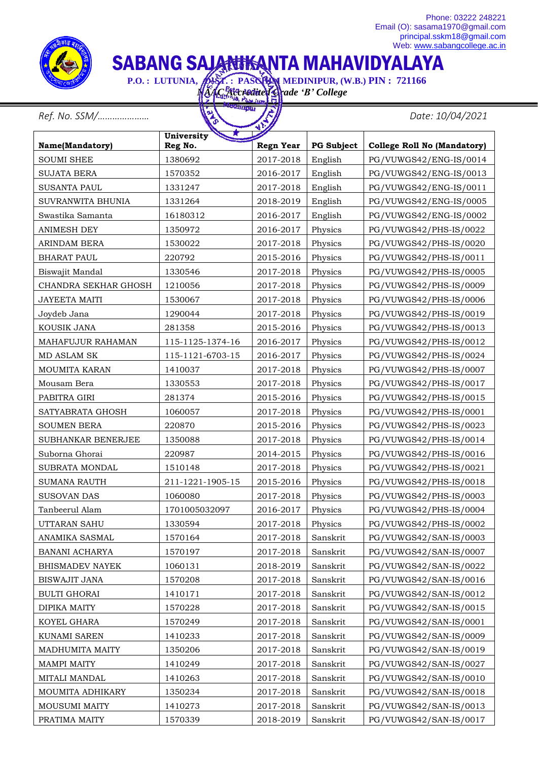Phone: 03222 248221
Email (O): sasama1970@gmail.com
principal.sskm18@gmail.com
Web: www.sabangcollege.ac.in

# SABANG SAJANIKANTA MAHAVIDYALAYA

**P.O. : LUTUNIA, DIST. : PASCHIM MEDINIPUR, (W.B.) PIN : 721166**

***NAAC Accredited Grade 'B' College***

*Ref. No. SSM/…………………*

*Date: 10/04/2021*

| Name(Mandatory) | University Reg No. | Regn Year | PG Subject | College Roll No (Mandatory) |
|---|---|---|---|---|
| SOUMI SHEE | 1380692 | 2017-2018 | English | PG/VUWGS42/ENG-IS/0014 |
| SUJATA BERA | 1570352 | 2016-2017 | English | PG/VUWGS42/ENG-IS/0013 |
| SUSANTA PAUL | 1331247 | 2017-2018 | English | PG/VUWGS42/ENG-IS/0011 |
| SUVRANWITA BHUNIA | 1331264 | 2018-2019 | English | PG/VUWGS42/ENG-IS/0005 |
| Swastika Samanta | 16180312 | 2016-2017 | English | PG/VUWGS42/ENG-IS/0002 |
| ANIMESH DEY | 1350972 | 2016-2017 | Physics | PG/VUWGS42/PHS-IS/0022 |
| ARINDAM BERA | 1530022 | 2017-2018 | Physics | PG/VUWGS42/PHS-IS/0020 |
| BHARAT PAUL | 220792 | 2015-2016 | Physics | PG/VUWGS42/PHS-IS/0011 |
| Biswajit Mandal | 1330546 | 2017-2018 | Physics | PG/VUWGS42/PHS-IS/0005 |
| CHANDRA SEKHAR GHOSH | 1210056 | 2017-2018 | Physics | PG/VUWGS42/PHS-IS/0009 |
| JAYEETA MAITI | 1530067 | 2017-2018 | Physics | PG/VUWGS42/PHS-IS/0006 |
| Joydeb Jana | 1290044 | 2017-2018 | Physics | PG/VUWGS42/PHS-IS/0019 |
| KOUSIK JANA | 281358 | 2015-2016 | Physics | PG/VUWGS42/PHS-IS/0013 |
| MAHAFUJUR RAHAMAN | 115-1125-1374-16 | 2016-2017 | Physics | PG/VUWGS42/PHS-IS/0012 |
| MD ASLAM SK | 115-1121-6703-15 | 2016-2017 | Physics | PG/VUWGS42/PHS-IS/0024 |
| MOUMITA KARAN | 1410037 | 2017-2018 | Physics | PG/VUWGS42/PHS-IS/0007 |
| Mousam Bera | 1330553 | 2017-2018 | Physics | PG/VUWGS42/PHS-IS/0017 |
| PABITRA GIRI | 281374 | 2015-2016 | Physics | PG/VUWGS42/PHS-IS/0015 |
| SATYABRATA GHOSH | 1060057 | 2017-2018 | Physics | PG/VUWGS42/PHS-IS/0001 |
| SOUMEN BERA | 220870 | 2015-2016 | Physics | PG/VUWGS42/PHS-IS/0023 |
| SUBHANKAR BENERJEE | 1350088 | 2017-2018 | Physics | PG/VUWGS42/PHS-IS/0014 |
| Suborna Ghorai | 220987 | 2014-2015 | Physics | PG/VUWGS42/PHS-IS/0016 |
| SUBRATA MONDAL | 1510148 | 2017-2018 | Physics | PG/VUWGS42/PHS-IS/0021 |
| SUMANA RAUTH | 211-1221-1905-15 | 2015-2016 | Physics | PG/VUWGS42/PHS-IS/0018 |
| SUSOVAN DAS | 1060080 | 2017-2018 | Physics | PG/VUWGS42/PHS-IS/0003 |
| Tanbeerul Alam | 1701005032097 | 2016-2017 | Physics | PG/VUWGS42/PHS-IS/0004 |
| UTTARAN SAHU | 1330594 | 2017-2018 | Physics | PG/VUWGS42/PHS-IS/0002 |
| ANAMIKA SASMAL | 1570164 | 2017-2018 | Sanskrit | PG/VUWGS42/SAN-IS/0003 |
| BANANI ACHARYA | 1570197 | 2017-2018 | Sanskrit | PG/VUWGS42/SAN-IS/0007 |
| BHISMADEV NAYEK | 1060131 | 2018-2019 | Sanskrit | PG/VUWGS42/SAN-IS/0022 |
| BISWAJIT JANA | 1570208 | 2017-2018 | Sanskrit | PG/VUWGS42/SAN-IS/0016 |
| BULTI GHORAI | 1410171 | 2017-2018 | Sanskrit | PG/VUWGS42/SAN-IS/0012 |
| DIPIKA MAITY | 1570228 | 2017-2018 | Sanskrit | PG/VUWGS42/SAN-IS/0015 |
| KOYEL GHARA | 1570249 | 2017-2018 | Sanskrit | PG/VUWGS42/SAN-IS/0001 |
| KUNAMI SAREN | 1410233 | 2017-2018 | Sanskrit | PG/VUWGS42/SAN-IS/0009 |
| MADHUMITA MAITY | 1350206 | 2017-2018 | Sanskrit | PG/VUWGS42/SAN-IS/0019 |
| MAMPI MAITY | 1410249 | 2017-2018 | Sanskrit | PG/VUWGS42/SAN-IS/0027 |
| MITALI MANDAL | 1410263 | 2017-2018 | Sanskrit | PG/VUWGS42/SAN-IS/0010 |
| MOUMITA ADHIKARY | 1350234 | 2017-2018 | Sanskrit | PG/VUWGS42/SAN-IS/0018 |
| MOUSUMI MAITY | 1410273 | 2017-2018 | Sanskrit | PG/VUWGS42/SAN-IS/0013 |
| PRATIMA MAITY | 1570339 | 2018-2019 | Sanskrit | PG/VUWGS42/SAN-IS/0017 |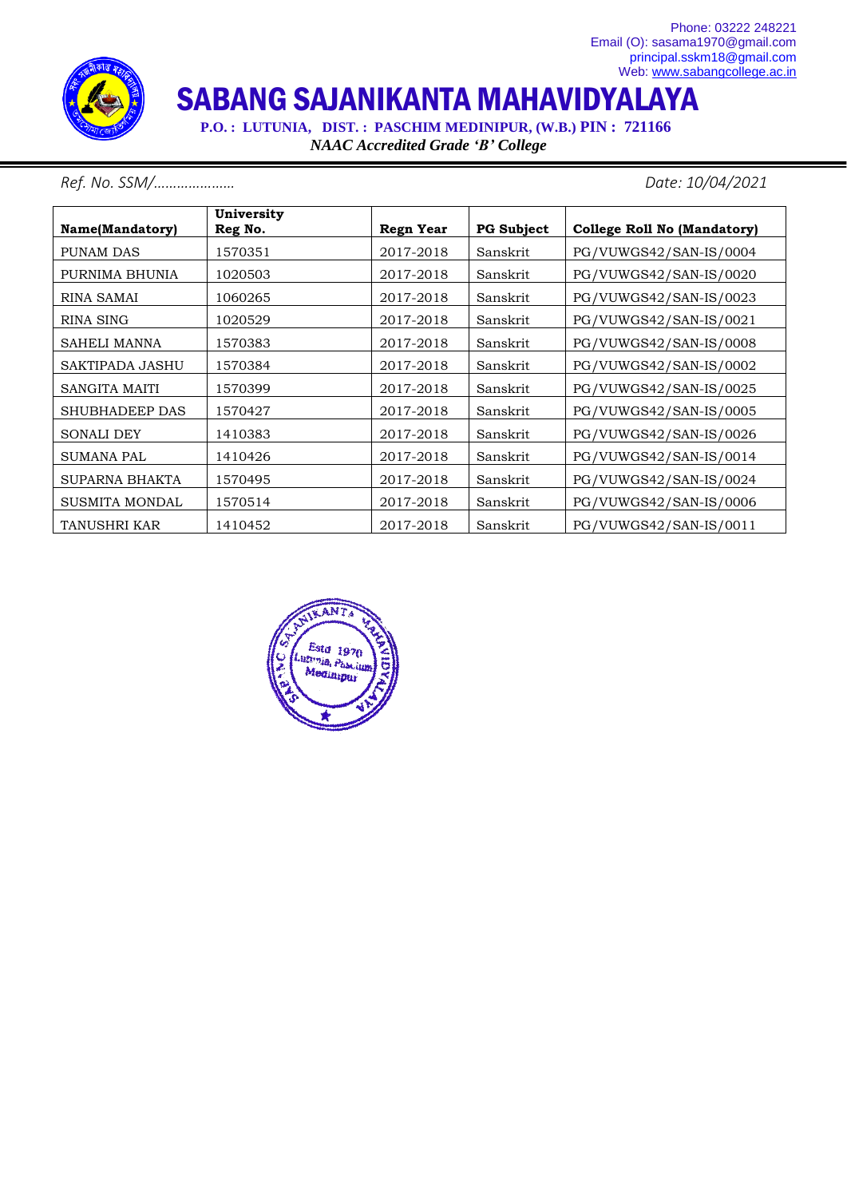Phone: 03222 248221
Email (O): sasama1970@gmail.com
principal.sskm18@gmail.com
Web: www.sabangcollege.ac.in

# SABANG SAJANIKANTA MAHAVIDYALAYA

**P.O. : LUTUNIA, DIST. : PASCHIM MEDINIPUR, (W.B.) PIN : 721166**

***NAAC Accredited Grade 'B' College***

*Ref. No. SSM/…………………*

*Date: 10/04/2021*

| Name(Mandatory) | University Reg No. | Regn Year | PG Subject | College Roll No (Mandatory) |
|---|---|---|---|---|
| PUNAM DAS | 1570351 | 2017-2018 | Sanskrit | PG/VUWGS42/SAN-IS/0004 |
| PURNIMA BHUNIA | 1020503 | 2017-2018 | Sanskrit | PG/VUWGS42/SAN-IS/0020 |
| RINA SAMAI | 1060265 | 2017-2018 | Sanskrit | PG/VUWGS42/SAN-IS/0023 |
| RINA SING | 1020529 | 2017-2018 | Sanskrit | PG/VUWGS42/SAN-IS/0021 |
| SAHELI MANNA | 1570383 | 2017-2018 | Sanskrit | PG/VUWGS42/SAN-IS/0008 |
| SAKTIPADA JASHU | 1570384 | 2017-2018 | Sanskrit | PG/VUWGS42/SAN-IS/0002 |
| SANGITA MAITI | 1570399 | 2017-2018 | Sanskrit | PG/VUWGS42/SAN-IS/0025 |
| SHUBHADEEP DAS | 1570427 | 2017-2018 | Sanskrit | PG/VUWGS42/SAN-IS/0005 |
| SONALI DEY | 1410383 | 2017-2018 | Sanskrit | PG/VUWGS42/SAN-IS/0026 |
| SUMANA PAL | 1410426 | 2017-2018 | Sanskrit | PG/VUWGS42/SAN-IS/0014 |
| SUPARNA BHAKTA | 1570495 | 2017-2018 | Sanskrit | PG/VUWGS42/SAN-IS/0024 |
| SUSMITA MONDAL | 1570514 | 2017-2018 | Sanskrit | PG/VUWGS42/SAN-IS/0006 |
| TANUSHRI KAR | 1410452 | 2017-2018 | Sanskrit | PG/VUWGS42/SAN-IS/0011 |

SABANG SAJANIKANTA MAHAVIDYALAYA
Estd 1970
Lutunia, Paschim Medinipur